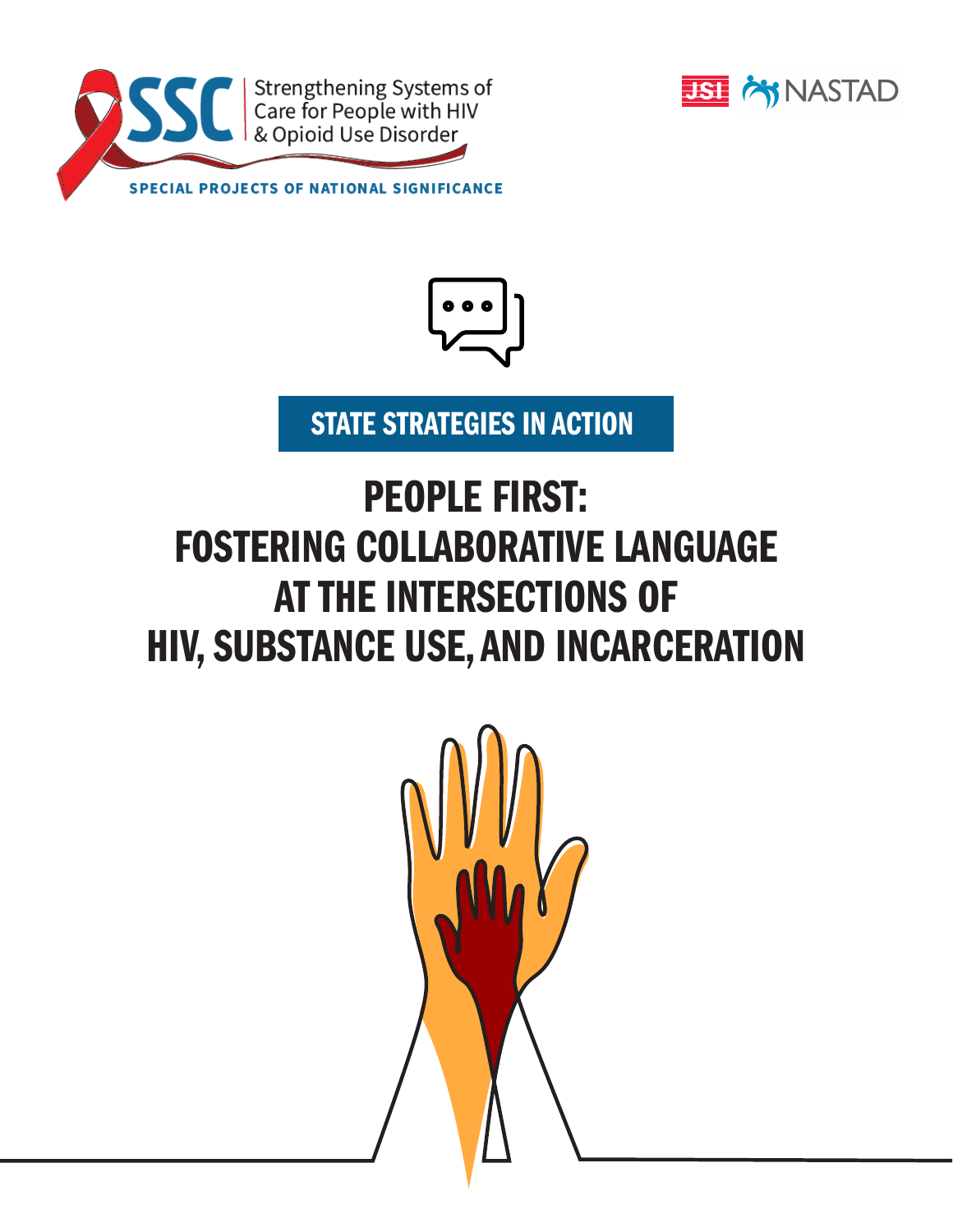SSC Strengthening Systems of Care for People with HIV & Opioid Use Disorder

SPECIAL PROJECTS OF NATIONAL SIGNIFICANCE

JSI NASTAD

STATE STRATEGIES IN ACTION

# PEOPLE FIRST: FOSTERING COLLABORATIVE LANGUAGE AT THE INTERSECTIONS OF HIV, SUBSTANCE USE, AND INCARCERATION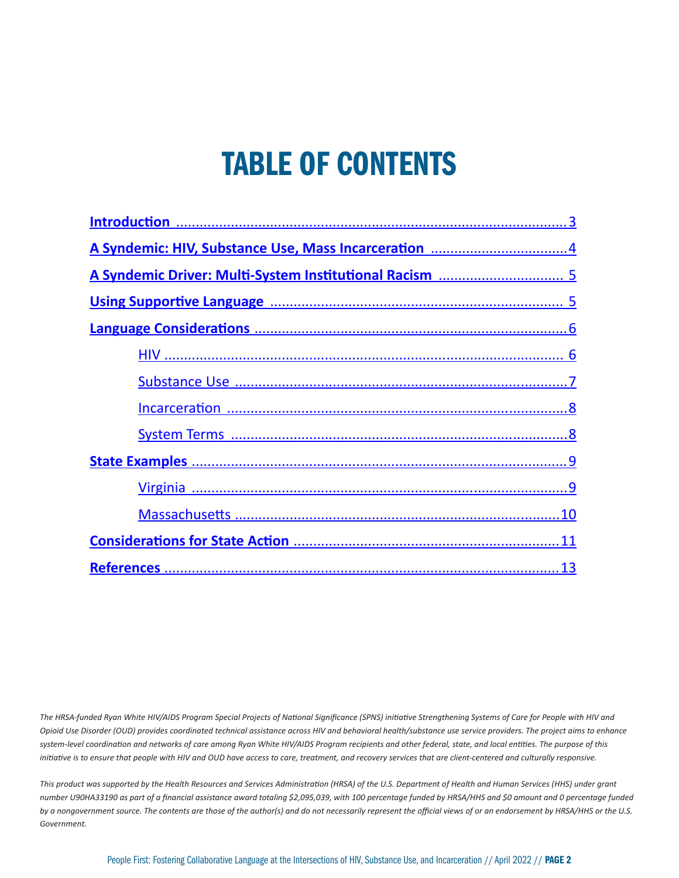# TABLE OF CONTENTS

**Introduction** .......................................................................................... 3

**A Syndemic: HIV, Substance Use, Mass Incarceration** .................................. 4

**A Syndemic Driver: Multi-System Institutional Racism** ................................ 5

**Using Supportive Language** .......................................................................... 5

**Language Considerations** ............................................................................... 6

- HIV ........................................................................................................ 6
- Substance Use ....................................................................................... 7
- Incarceration ......................................................................................... 8
- System Terms ........................................................................................ 8

**State Examples** ............................................................................................... 9

- Virginia ................................................................................................. 9
- Massachusetts ....................................................................................... 10

**Considerations for State Action** ................................................................... 11

**References** ...................................................................................................... 13

*The HRSA-funded Ryan White HIV/AIDS Program Special Projects of National Significance (SPNS) initiative Strengthening Systems of Care for People with HIV and Opioid Use Disorder (OUD) provides coordinated technical assistance across HIV and behavioral health/substance use service providers. The project aims to enhance system-level coordination and networks of care among Ryan White HIV/AIDS Program recipients and other federal, state, and local entities. The purpose of this initiative is to ensure that people with HIV and OUD have access to care, treatment, and recovery services that are client-centered and culturally responsive.*

*This product was supported by the Health Resources and Services Administration (HRSA) of the U.S. Department of Health and Human Services (HHS) under grant number U90HA33190 as part of a financial assistance award totaling $2,095,039, with 100 percentage funded by HRSA/HHS and $0 amount and 0 percentage funded by a nongovernment source. The contents are those of the author(s) and do not necessarily represent the official views of or an endorsement by HRSA/HHS or the U.S. Government.*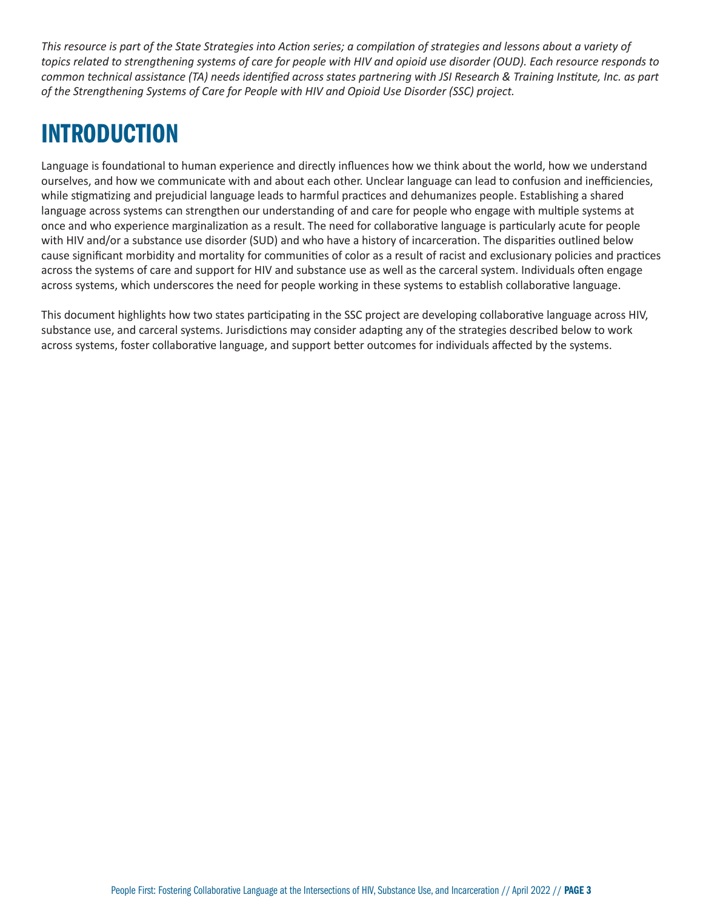*This resource is part of the State Strategies into Action series; a compilation of strategies and lessons about a variety of topics related to strengthening systems of care for people with HIV and opioid use disorder (OUD). Each resource responds to common technical assistance (TA) needs identified across states partnering with JSI Research & Training Institute, Inc. as part of the Strengthening Systems of Care for People with HIV and Opioid Use Disorder (SSC) project.*

# INTRODUCTION

Language is foundational to human experience and directly influences how we think about the world, how we understand ourselves, and how we communicate with and about each other. Unclear language can lead to confusion and inefficiencies, while stigmatizing and prejudicial language leads to harmful practices and dehumanizes people. Establishing a shared language across systems can strengthen our understanding of and care for people who engage with multiple systems at once and who experience marginalization as a result. The need for collaborative language is particularly acute for people with HIV and/or a substance use disorder (SUD) and who have a history of incarceration. The disparities outlined below cause significant morbidity and mortality for communities of color as a result of racist and exclusionary policies and practices across the systems of care and support for HIV and substance use as well as the carceral system. Individuals often engage across systems, which underscores the need for people working in these systems to establish collaborative language.

This document highlights how two states participating in the SSC project are developing collaborative language across HIV, substance use, and carceral systems. Jurisdictions may consider adapting any of the strategies described below to work across systems, foster collaborative language, and support better outcomes for individuals affected by the systems.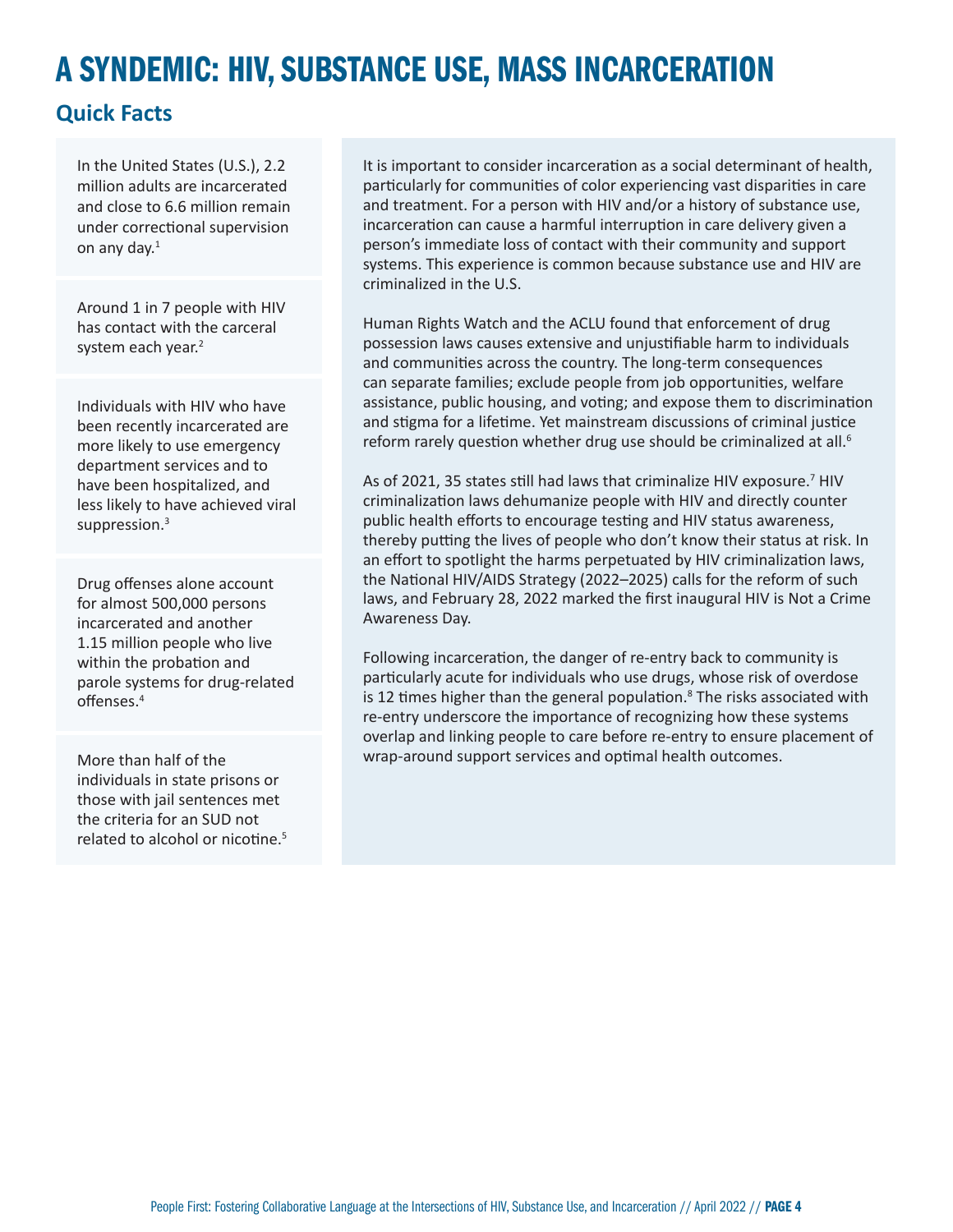# A SYNDEMIC: HIV, SUBSTANCE USE, MASS INCARCERATION

## Quick Facts

In the United States (U.S.), 2.2 million adults are incarcerated and close to 6.6 million remain under correctional supervision on any day.[1]

Around 1 in 7 people with HIV has contact with the carceral system each year.[2]

Individuals with HIV who have been recently incarcerated are more likely to use emergency department services and to have been hospitalized, and less likely to have achieved viral suppression.[3]

Drug offenses alone account for almost 500,000 persons incarcerated and another 1.15 million people who live within the probation and parole systems for drug-related offenses.[4]

More than half of the individuals in state prisons or those with jail sentences met the criteria for an SUD not related to alcohol or nicotine.[5]

It is important to consider incarceration as a social determinant of health, particularly for communities of color experiencing vast disparities in care and treatment. For a person with HIV and/or a history of substance use, incarceration can cause a harmful interruption in care delivery given a person's immediate loss of contact with their community and support systems. This experience is common because substance use and HIV are criminalized in the U.S.

Human Rights Watch and the ACLU found that enforcement of drug possession laws causes extensive and unjustifiable harm to individuals and communities across the country. The long-term consequences can separate families; exclude people from job opportunities, welfare assistance, public housing, and voting; and expose them to discrimination and stigma for a lifetime. Yet mainstream discussions of criminal justice reform rarely question whether drug use should be criminalized at all.[6]

As of 2021, 35 states still had laws that criminalize HIV exposure.[7] HIV criminalization laws dehumanize people with HIV and directly counter public health efforts to encourage testing and HIV status awareness, thereby putting the lives of people who don't know their status at risk. In an effort to spotlight the harms perpetuated by HIV criminalization laws, the National HIV/AIDS Strategy (2022–2025) calls for the reform of such laws, and February 28, 2022 marked the first inaugural HIV is Not a Crime Awareness Day.

Following incarceration, the danger of re-entry back to community is particularly acute for individuals who use drugs, whose risk of overdose is 12 times higher than the general population.[8] The risks associated with re-entry underscore the importance of recognizing how these systems overlap and linking people to care before re-entry to ensure placement of wrap-around support services and optimal health outcomes.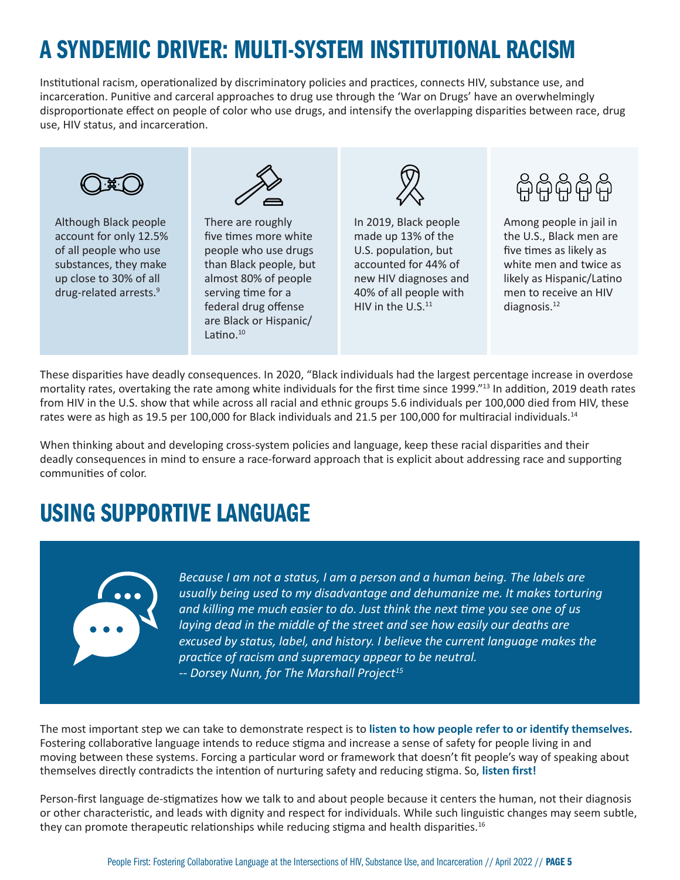# A SYNDEMIC DRIVER: MULTI-SYSTEM INSTITUTIONAL RACISM

Institutional racism, operationalized by discriminatory policies and practices, connects HIV, substance use, and incarceration. Punitive and carceral approaches to drug use through the 'War on Drugs' have an overwhelmingly disproportionate effect on people of color who use drugs, and intensify the overlapping disparities between race, drug use, HIV status, and incarceration.

Although Black people account for only 12.5% of all people who use substances, they make up close to 30% of all drug-related arrests.[9]

There are roughly five times more white people who use drugs than Black people, but almost 80% of people serving time for a federal drug offense are Black or Hispanic/ Latino.[10]

In 2019, Black people made up 13% of the U.S. population, but accounted for 44% of new HIV diagnoses and 40% of all people with HIV in the U.S.[11]

Among people in jail in the U.S., Black men are five times as likely as white men and twice as likely as Hispanic/Latino men to receive an HIV diagnosis.[12]

These disparities have deadly consequences. In 2020, "Black individuals had the largest percentage increase in overdose mortality rates, overtaking the rate among white individuals for the first time since 1999."[13] In addition, 2019 death rates from HIV in the U.S. show that while across all racial and ethnic groups 5.6 individuals per 100,000 died from HIV, these rates were as high as 19.5 per 100,000 for Black individuals and 21.5 per 100,000 for multiracial individuals.[14]

When thinking about and developing cross-system policies and language, keep these racial disparities and their deadly consequences in mind to ensure a race-forward approach that is explicit about addressing race and supporting communities of color.

# USING SUPPORTIVE LANGUAGE

> *Because I am not a status, I am a person and a human being. The labels are usually being used to my disadvantage and dehumanize me. It makes torturing and killing me much easier to do. Just think the next time you see one of us laying dead in the middle of the street and see how easily our deaths are excused by status, label, and history. I believe the current language makes the practice of racism and supremacy appear to be neutral.*
> *-- Dorsey Nunn, for The Marshall Project[15]*

The most important step we can take to demonstrate respect is to **listen to how people refer to or identify themselves.** Fostering collaborative language intends to reduce stigma and increase a sense of safety for people living in and moving between these systems. Forcing a particular word or framework that doesn't fit people's way of speaking about themselves directly contradicts the intention of nurturing safety and reducing stigma. So, **listen first!**

Person-first language de-stigmatizes how we talk to and about people because it centers the human, not their diagnosis or other characteristic, and leads with dignity and respect for individuals. While such linguistic changes may seem subtle, they can promote therapeutic relationships while reducing stigma and health disparities.[16]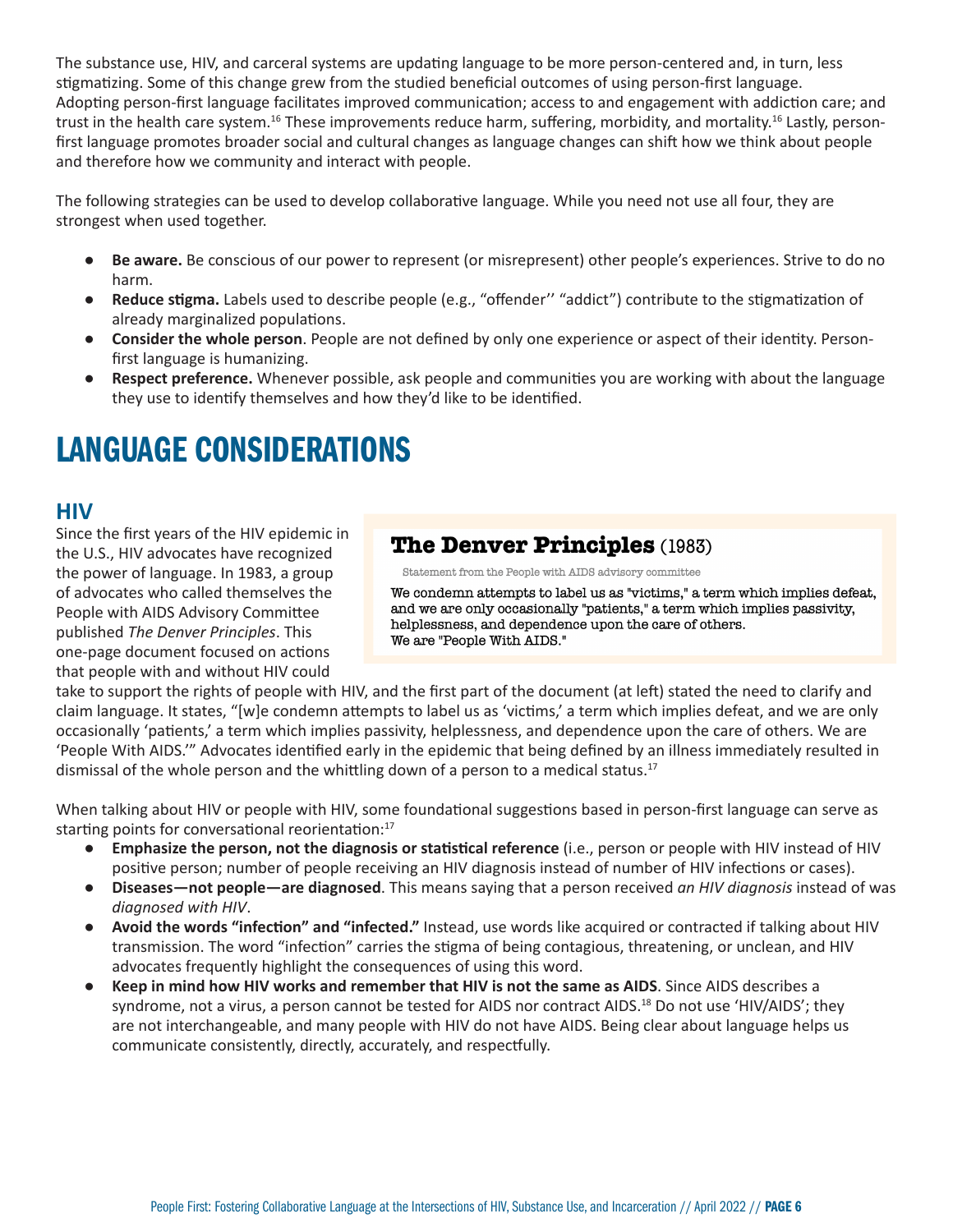The substance use, HIV, and carceral systems are updating language to be more person-centered and, in turn, less stigmatizing. Some of this change grew from the studied beneficial outcomes of using person-first language. Adopting person-first language facilitates improved communication; access to and engagement with addiction care; and trust in the health care system.[16] These improvements reduce harm, suffering, morbidity, and mortality.[16] Lastly, person-first language promotes broader social and cultural changes as language changes can shift how we think about people and therefore how we community and interact with people.

The following strategies can be used to develop collaborative language. While you need not use all four, they are strongest when used together.

- **Be aware.** Be conscious of our power to represent (or misrepresent) other people's experiences. Strive to do no harm.
- **Reduce stigma.** Labels used to describe people (e.g., "offender'' "addict") contribute to the stigmatization of already marginalized populations.
- **Consider the whole person**. People are not defined by only one experience or aspect of their identity. Person-first language is humanizing.
- **Respect preference.** Whenever possible, ask people and communities you are working with about the language they use to identify themselves and how they'd like to be identified.

# LANGUAGE CONSIDERATIONS

## HIV

Since the first years of the HIV epidemic in the U.S., HIV advocates have recognized the power of language. In 1983, a group of advocates who called themselves the People with AIDS Advisory Committee published *The Denver Principles*. This one-page document focused on actions that people with and without HIV could take to support the rights of people with HIV, and the first part of the document (at left) stated the need to clarify and claim language. It states, "[w]e condemn attempts to label us as 'victims,' a term which implies defeat, and we are only occasionally 'patients,' a term which implies passivity, helplessness, and dependence upon the care of others. We are 'People With AIDS.'" Advocates identified early in the epidemic that being defined by an illness immediately resulted in dismissal of the whole person and the whittling down of a person to a medical status.[17]

> **The Denver Principles** (1983)
>
> Statement from the People with AIDS advisory committee
>
> We condemn attempts to label us as "victims," a term which implies defeat, and we are only occasionally "patients," a term which implies passivity, helplessness, and dependence upon the care of others.
> We are "People With AIDS."

When talking about HIV or people with HIV, some foundational suggestions based in person-first language can serve as starting points for conversational reorientation:[17]

- **Emphasize the person, not the diagnosis or statistical reference** (i.e., person or people with HIV instead of HIV positive person; number of people receiving an HIV diagnosis instead of number of HIV infections or cases).
- **Diseases—not people—are diagnosed**. This means saying that a person received *an HIV diagnosis* instead of was *diagnosed with HIV*.
- **Avoid the words "infection" and "infected."** Instead, use words like acquired or contracted if talking about HIV transmission. The word "infection" carries the stigma of being contagious, threatening, or unclean, and HIV advocates frequently highlight the consequences of using this word.
- **Keep in mind how HIV works and remember that HIV is not the same as AIDS**. Since AIDS describes a syndrome, not a virus, a person cannot be tested for AIDS nor contract AIDS.[18] Do not use 'HIV/AIDS'; they are not interchangeable, and many people with HIV do not have AIDS. Being clear about language helps us communicate consistently, directly, accurately, and respectfully.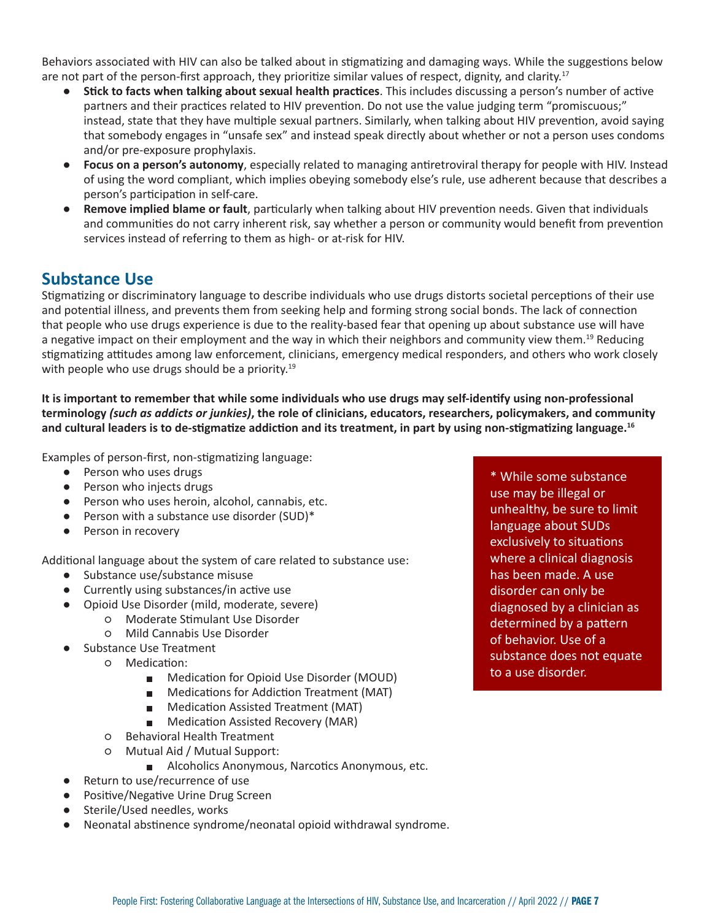Behaviors associated with HIV can also be talked about in stigmatizing and damaging ways. While the suggestions below are not part of the person-first approach, they prioritize similar values of respect, dignity, and clarity.[17]

- **Stick to facts when talking about sexual health practices**. This includes discussing a person's number of active partners and their practices related to HIV prevention. Do not use the value judging term "promiscuous;" instead, state that they have multiple sexual partners. Similarly, when talking about HIV prevention, avoid saying that somebody engages in "unsafe sex" and instead speak directly about whether or not a person uses condoms and/or pre-exposure prophylaxis.
- **Focus on a person's autonomy**, especially related to managing antiretroviral therapy for people with HIV. Instead of using the word compliant, which implies obeying somebody else's rule, use adherent because that describes a person's participation in self-care.
- **Remove implied blame or fault**, particularly when talking about HIV prevention needs. Given that individuals and communities do not carry inherent risk, say whether a person or community would benefit from prevention services instead of referring to them as high- or at-risk for HIV.

## Substance Use

Stigmatizing or discriminatory language to describe individuals who use drugs distorts societal perceptions of their use and potential illness, and prevents them from seeking help and forming strong social bonds. The lack of connection that people who use drugs experience is due to the reality-based fear that opening up about substance use will have a negative impact on their employment and the way in which their neighbors and community view them.[19] Reducing stigmatizing attitudes among law enforcement, clinicians, emergency medical responders, and others who work closely with people who use drugs should be a priority.[19]

**It is important to remember that while some individuals who use drugs may self-identify using non-professional terminology *(such as addicts or junkies)*, the role of clinicians, educators, researchers, policymakers, and community and cultural leaders is to de-stigmatize addiction and its treatment, in part by using non-stigmatizing language.[16]**

Examples of person-first, non-stigmatizing language:

- Person who uses drugs
- Person who injects drugs
- Person who uses heroin, alcohol, cannabis, etc.
- Person with a substance use disorder (SUD)*
- Person in recovery

Additional language about the system of care related to substance use:

- Substance use/substance misuse
- Currently using substances/in active use
- Opioid Use Disorder (mild, moderate, severe)
  - Moderate Stimulant Use Disorder
  - Mild Cannabis Use Disorder
- Substance Use Treatment
  - Medication:
    - Medication for Opioid Use Disorder (MOUD)
    - Medications for Addiction Treatment (MAT)
    - Medication Assisted Treatment (MAT)
    - Medication Assisted Recovery (MAR)
  - Behavioral Health Treatment
  - Mutual Aid / Mutual Support:
    - Alcoholics Anonymous, Narcotics Anonymous, etc.
- Return to use/recurrence of use
- Positive/Negative Urine Drug Screen
- Sterile/Used needles, works
- Neonatal abstinence syndrome/neonatal opioid withdrawal syndrome.

\* While some substance use may be illegal or unhealthy, be sure to limit language about SUDs exclusively to situations where a clinical diagnosis has been made. A use disorder can only be diagnosed by a clinician as determined by a pattern of behavior. Use of a substance does not equate to a use disorder.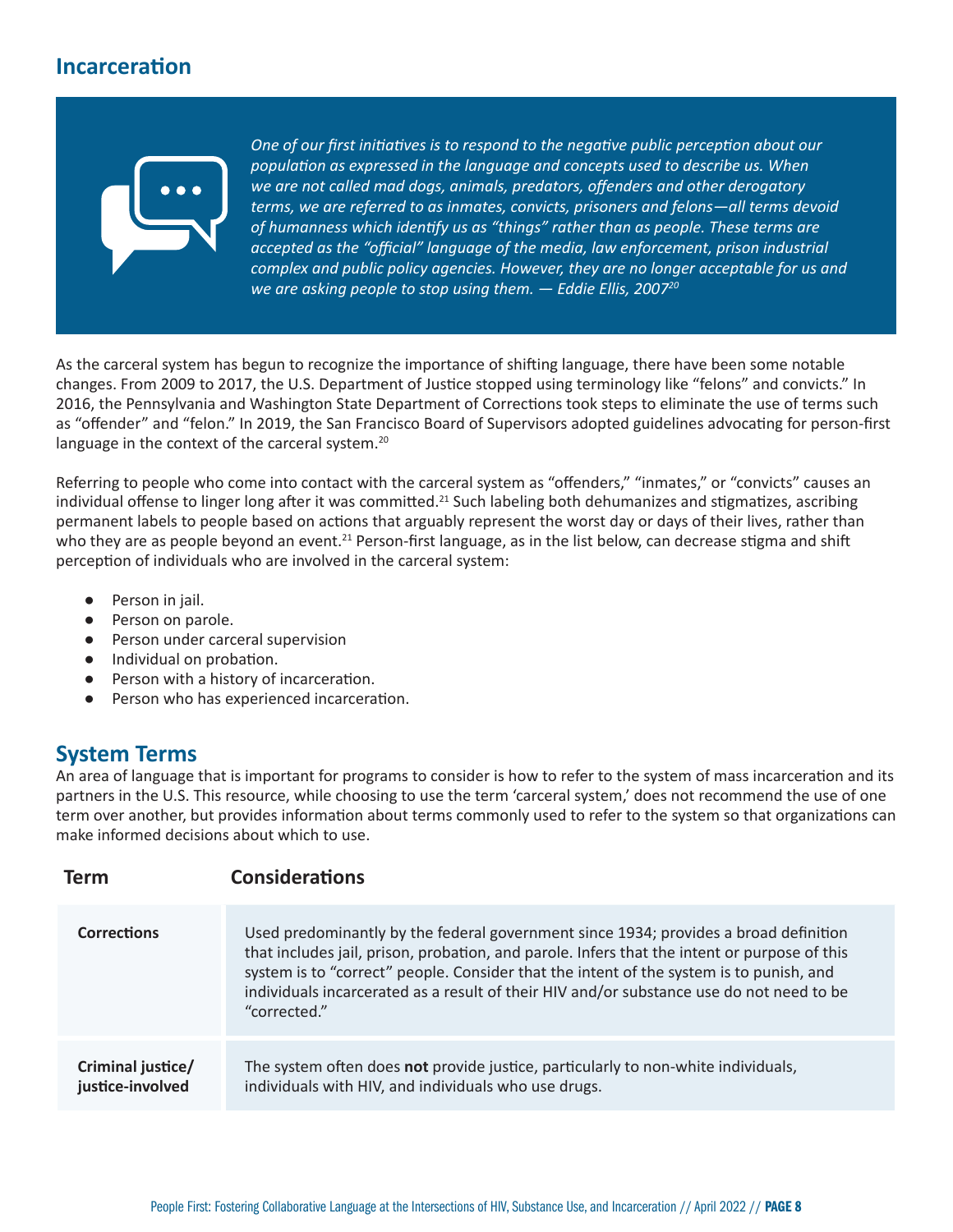## Incarceration

*One of our first initiatives is to respond to the negative public perception about our population as expressed in the language and concepts used to describe us. When we are not called mad dogs, animals, predators, offenders and other derogatory terms, we are referred to as inmates, convicts, prisoners and felons—all terms devoid of humanness which identify us as "things" rather than as people. These terms are accepted as the "official" language of the media, law enforcement, prison industrial complex and public policy agencies. However, they are no longer acceptable for us and we are asking people to stop using them. — Eddie Ellis, 2007*[20]

As the carceral system has begun to recognize the importance of shifting language, there have been some notable changes. From 2009 to 2017, the U.S. Department of Justice stopped using terminology like "felons" and convicts." In 2016, the Pennsylvania and Washington State Department of Corrections took steps to eliminate the use of terms such as "offender" and "felon." In 2019, the San Francisco Board of Supervisors adopted guidelines advocating for person-first language in the context of the carceral system.[20]

Referring to people who come into contact with the carceral system as "offenders," "inmates," or "convicts" causes an individual offense to linger long after it was committed.[21] Such labeling both dehumanizes and stigmatizes, ascribing permanent labels to people based on actions that arguably represent the worst day or days of their lives, rather than who they are as people beyond an event.[21] Person-first language, as in the list below, can decrease stigma and shift perception of individuals who are involved in the carceral system:

- Person in jail.
- Person on parole.
- Person under carceral supervision
- Individual on probation.
- Person with a history of incarceration.
- Person who has experienced incarceration.

## System Terms

An area of language that is important for programs to consider is how to refer to the system of mass incarceration and its partners in the U.S. This resource, while choosing to use the term 'carceral system,' does not recommend the use of one term over another, but provides information about terms commonly used to refer to the system so that organizations can make informed decisions about which to use.

| Term | Considerations |
|---|---|
| **Corrections** | Used predominantly by the federal government since 1934; provides a broad definition that includes jail, prison, probation, and parole. Infers that the intent or purpose of this system is to "correct" people. Consider that the intent of the system is to punish, and individuals incarcerated as a result of their HIV and/or substance use do not need to be "corrected." |
| **Criminal justice/ justice-involved** | The system often does **not** provide justice, particularly to non-white individuals, individuals with HIV, and individuals who use drugs. |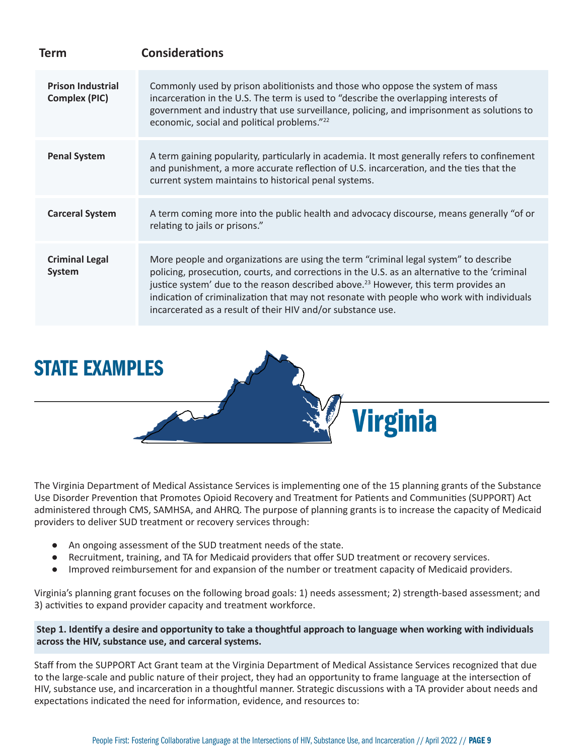| Term | Considerations |
| --- | --- |
| **Prison Industrial Complex (PIC)** | Commonly used by prison abolitionists and those who oppose the system of mass incarceration in the U.S. The term is used to "describe the overlapping interests of government and industry that use surveillance, policing, and imprisonment as solutions to economic, social and political problems."[22] |
| **Penal System** | A term gaining popularity, particularly in academia. It most generally refers to confinement and punishment, a more accurate reflection of U.S. incarceration, and the ties that the current system maintains to historical penal systems. |
| **Carceral System** | A term coming more into the public health and advocacy discourse, means generally "of or relating to jails or prisons." |
| **Criminal Legal System** | More people and organizations are using the term "criminal legal system" to describe policing, prosecution, courts, and corrections in the U.S. as an alternative to the 'criminal justice system' due to the reason described above.[23] However, this term provides an indication of criminalization that may not resonate with people who work with individuals incarcerated as a result of their HIV and/or substance use. |

# STATE EXAMPLES

## Virginia

The Virginia Department of Medical Assistance Services is implementing one of the 15 planning grants of the Substance Use Disorder Prevention that Promotes Opioid Recovery and Treatment for Patients and Communities (SUPPORT) Act administered through CMS, SAMHSA, and AHRQ. The purpose of planning grants is to increase the capacity of Medicaid providers to deliver SUD treatment or recovery services through:

- An ongoing assessment of the SUD treatment needs of the state.
- Recruitment, training, and TA for Medicaid providers that offer SUD treatment or recovery services.
- Improved reimbursement for and expansion of the number or treatment capacity of Medicaid providers.

Virginia's planning grant focuses on the following broad goals: 1) needs assessment; 2) strength-based assessment; and 3) activities to expand provider capacity and treatment workforce.

**Step 1. Identify a desire and opportunity to take a thoughtful approach to language when working with individuals across the HIV, substance use, and carceral systems.**

Staff from the SUPPORT Act Grant team at the Virginia Department of Medical Assistance Services recognized that due to the large-scale and public nature of their project, they had an opportunity to frame language at the intersection of HIV, substance use, and incarceration in a thoughtful manner. Strategic discussions with a TA provider about needs and expectations indicated the need for information, evidence, and resources to: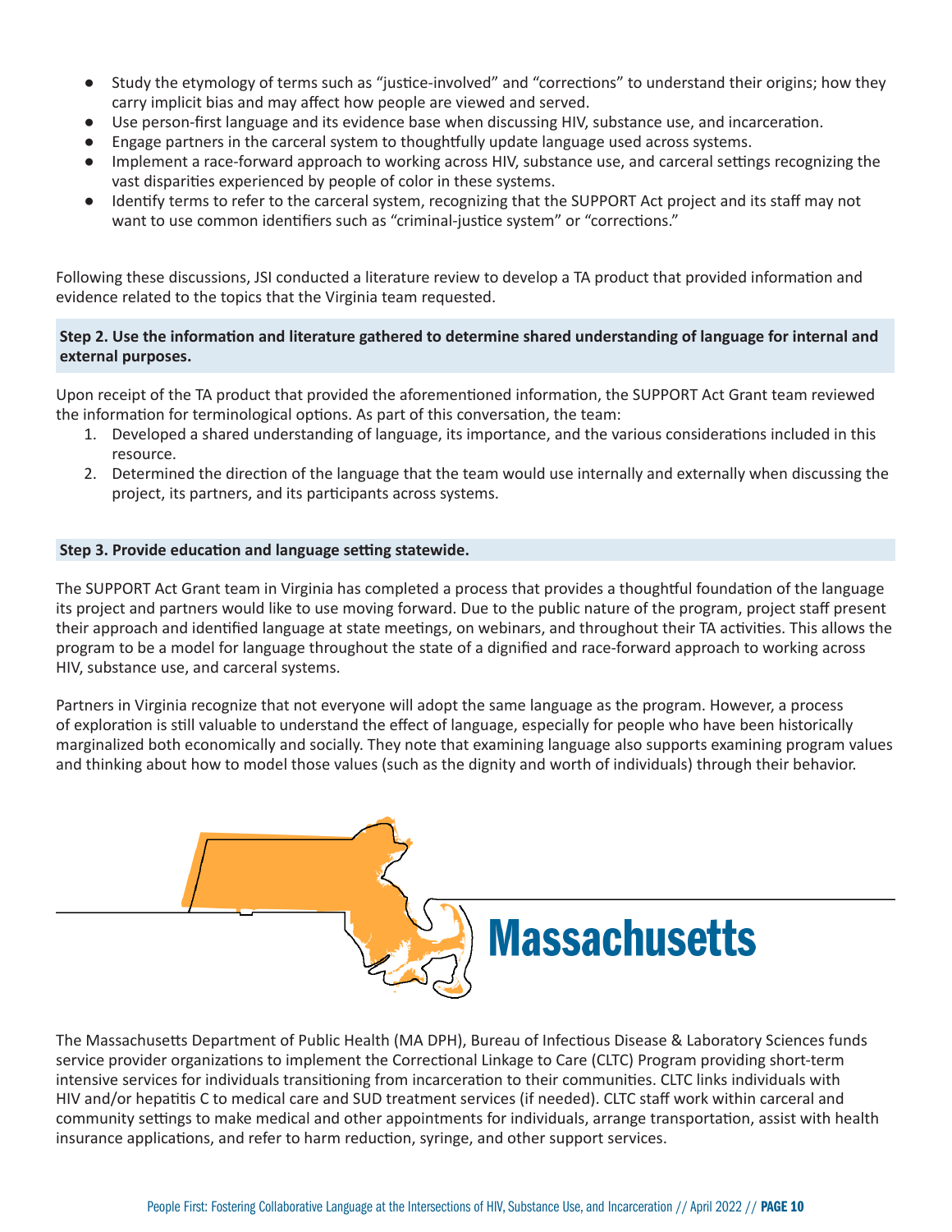- Study the etymology of terms such as "justice-involved" and "corrections" to understand their origins; how they carry implicit bias and may affect how people are viewed and served.
- Use person-first language and its evidence base when discussing HIV, substance use, and incarceration.
- Engage partners in the carceral system to thoughtfully update language used across systems.
- Implement a race-forward approach to working across HIV, substance use, and carceral settings recognizing the vast disparities experienced by people of color in these systems.
- Identify terms to refer to the carceral system, recognizing that the SUPPORT Act project and its staff may not want to use common identifiers such as "criminal-justice system" or "corrections."

Following these discussions, JSI conducted a literature review to develop a TA product that provided information and evidence related to the topics that the Virginia team requested.

**Step 2. Use the information and literature gathered to determine shared understanding of language for internal and external purposes.**

Upon receipt of the TA product that provided the aforementioned information, the SUPPORT Act Grant team reviewed the information for terminological options. As part of this conversation, the team:

1. Developed a shared understanding of language, its importance, and the various considerations included in this resource.
2. Determined the direction of the language that the team would use internally and externally when discussing the project, its partners, and its participants across systems.

**Step 3. Provide education and language setting statewide.**

The SUPPORT Act Grant team in Virginia has completed a process that provides a thoughtful foundation of the language its project and partners would like to use moving forward. Due to the public nature of the program, project staff present their approach and identified language at state meetings, on webinars, and throughout their TA activities. This allows the program to be a model for language throughout the state of a dignified and race-forward approach to working across HIV, substance use, and carceral systems.

Partners in Virginia recognize that not everyone will adopt the same language as the program. However, a process of exploration is still valuable to understand the effect of language, especially for people who have been historically marginalized both economically and socially. They note that examining language also supports examining program values and thinking about how to model those values (such as the dignity and worth of individuals) through their behavior.

## Massachusetts

The Massachusetts Department of Public Health (MA DPH), Bureau of Infectious Disease & Laboratory Sciences funds service provider organizations to implement the Correctional Linkage to Care (CLTC) Program providing short-term intensive services for individuals transitioning from incarceration to their communities. CLTC links individuals with HIV and/or hepatitis C to medical care and SUD treatment services (if needed). CLTC staff work within carceral and community settings to make medical and other appointments for individuals, arrange transportation, assist with health insurance applications, and refer to harm reduction, syringe, and other support services.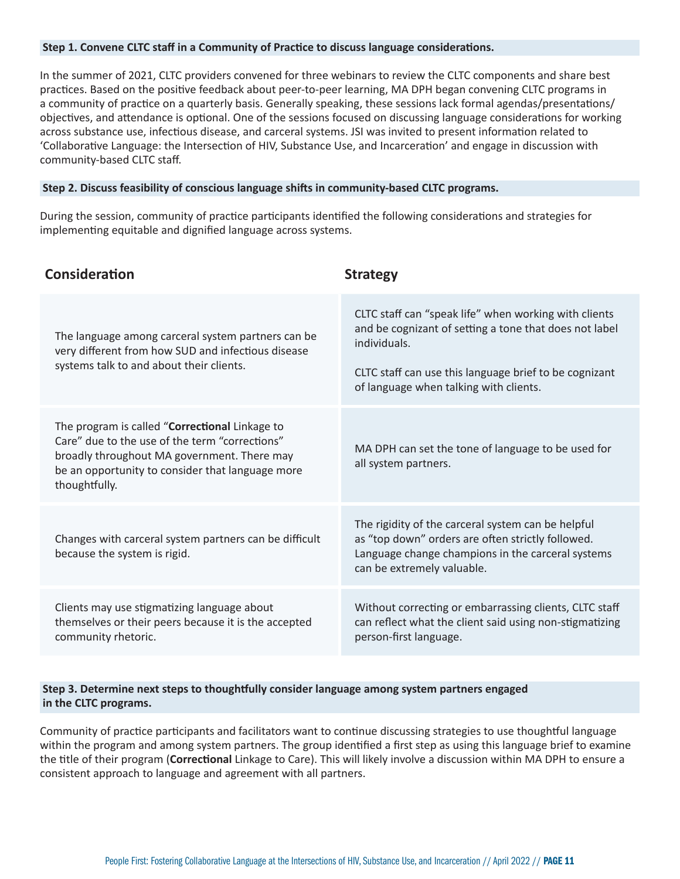**Step 1. Convene CLTC staff in a Community of Practice to discuss language considerations.**

In the summer of 2021, CLTC providers convened for three webinars to review the CLTC components and share best practices. Based on the positive feedback about peer-to-peer learning, MA DPH began convening CLTC programs in a community of practice on a quarterly basis. Generally speaking, these sessions lack formal agendas/presentations/objectives, and attendance is optional. One of the sessions focused on discussing language considerations for working across substance use, infectious disease, and carceral systems. JSI was invited to present information related to 'Collaborative Language: the Intersection of HIV, Substance Use, and Incarceration' and engage in discussion with community-based CLTC staff.

**Step 2. Discuss feasibility of conscious language shifts in community-based CLTC programs.**

During the session, community of practice participants identified the following considerations and strategies for implementing equitable and dignified language across systems.

| Consideration | Strategy |
| --- | --- |
| The language among carceral system partners can be very different from how SUD and infectious disease systems talk to and about their clients. | CLTC staff can "speak life" when working with clients and be cognizant of setting a tone that does not label individuals.<br><br>CLTC staff can use this language brief to be cognizant of language when talking with clients. |
| The program is called "**Correctional** Linkage to Care" due to the use of the term "corrections" broadly throughout MA government. There may be an opportunity to consider that language more thoughtfully. | MA DPH can set the tone of language to be used for all system partners. |
| Changes with carceral system partners can be difficult because the system is rigid. | The rigidity of the carceral system can be helpful as "top down" orders are often strictly followed. Language change champions in the carceral systems can be extremely valuable. |
| Clients may use stigmatizing language about themselves or their peers because it is the accepted community rhetoric. | Without correcting or embarrassing clients, CLTC staff can reflect what the client said using non-stigmatizing person-first language. |

**Step 3. Determine next steps to thoughtfully consider language among system partners engaged in the CLTC programs.**

Community of practice participants and facilitators want to continue discussing strategies to use thoughtful language within the program and among system partners. The group identified a first step as using this language brief to examine the title of their program (**Correctional** Linkage to Care). This will likely involve a discussion within MA DPH to ensure a consistent approach to language and agreement with all partners.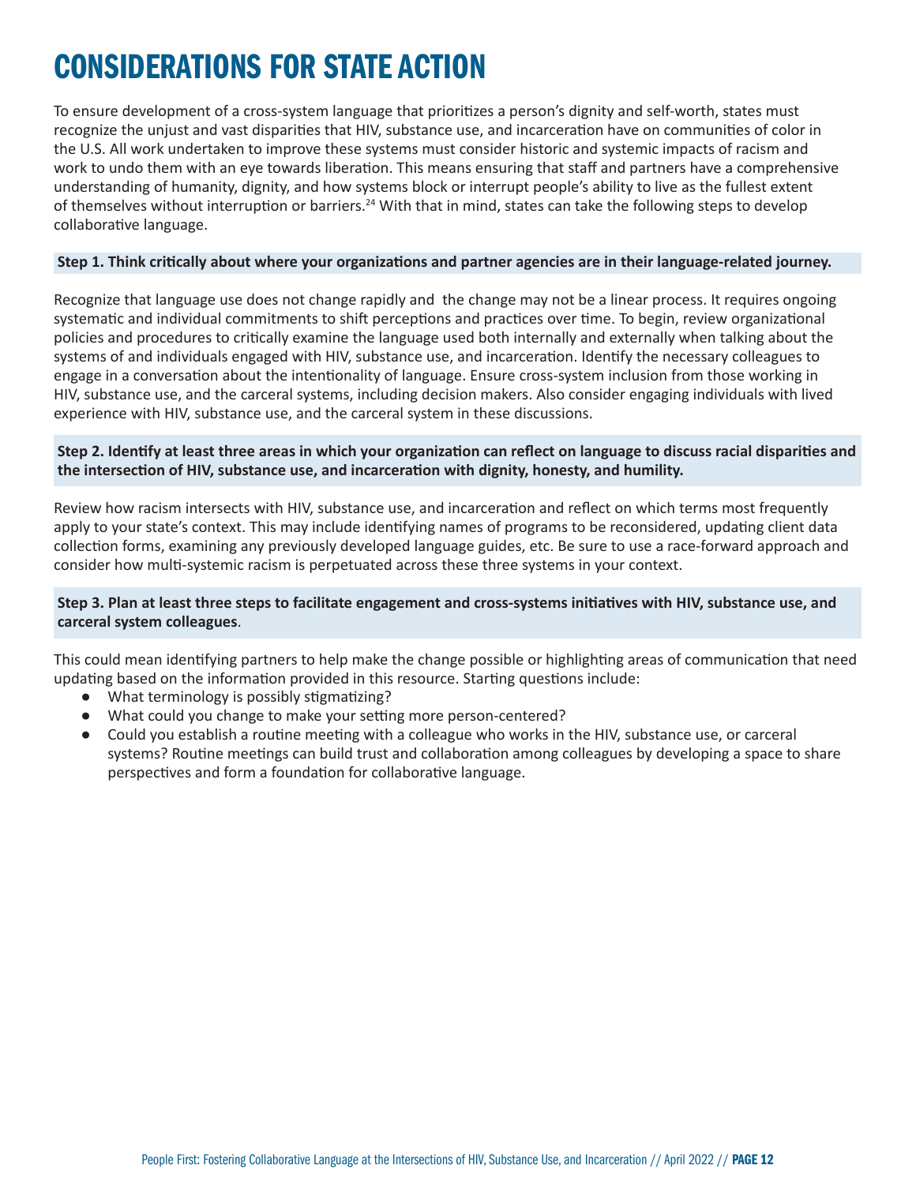# CONSIDERATIONS FOR STATE ACTION

To ensure development of a cross-system language that prioritizes a person's dignity and self-worth, states must recognize the unjust and vast disparities that HIV, substance use, and incarceration have on communities of color in the U.S. All work undertaken to improve these systems must consider historic and systemic impacts of racism and work to undo them with an eye towards liberation. This means ensuring that staff and partners have a comprehensive understanding of humanity, dignity, and how systems block or interrupt people's ability to live as the fullest extent of themselves without interruption or barriers.[24] With that in mind, states can take the following steps to develop collaborative language.

**Step 1. Think critically about where your organizations and partner agencies are in their language-related journey.**

Recognize that language use does not change rapidly and the change may not be a linear process. It requires ongoing systematic and individual commitments to shift perceptions and practices over time. To begin, review organizational policies and procedures to critically examine the language used both internally and externally when talking about the systems of and individuals engaged with HIV, substance use, and incarceration. Identify the necessary colleagues to engage in a conversation about the intentionality of language. Ensure cross-system inclusion from those working in HIV, substance use, and the carceral systems, including decision makers. Also consider engaging individuals with lived experience with HIV, substance use, and the carceral system in these discussions.

**Step 2. Identify at least three areas in which your organization can reflect on language to discuss racial disparities and the intersection of HIV, substance use, and incarceration with dignity, honesty, and humility.**

Review how racism intersects with HIV, substance use, and incarceration and reflect on which terms most frequently apply to your state's context. This may include identifying names of programs to be reconsidered, updating client data collection forms, examining any previously developed language guides, etc. Be sure to use a race-forward approach and consider how multi-systemic racism is perpetuated across these three systems in your context.

**Step 3. Plan at least three steps to facilitate engagement and cross-systems initiatives with HIV, substance use, and carceral system colleagues**.

This could mean identifying partners to help make the change possible or highlighting areas of communication that need updating based on the information provided in this resource. Starting questions include:

- What terminology is possibly stigmatizing?
- What could you change to make your setting more person-centered?
- Could you establish a routine meeting with a colleague who works in the HIV, substance use, or carceral systems? Routine meetings can build trust and collaboration among colleagues by developing a space to share perspectives and form a foundation for collaborative language.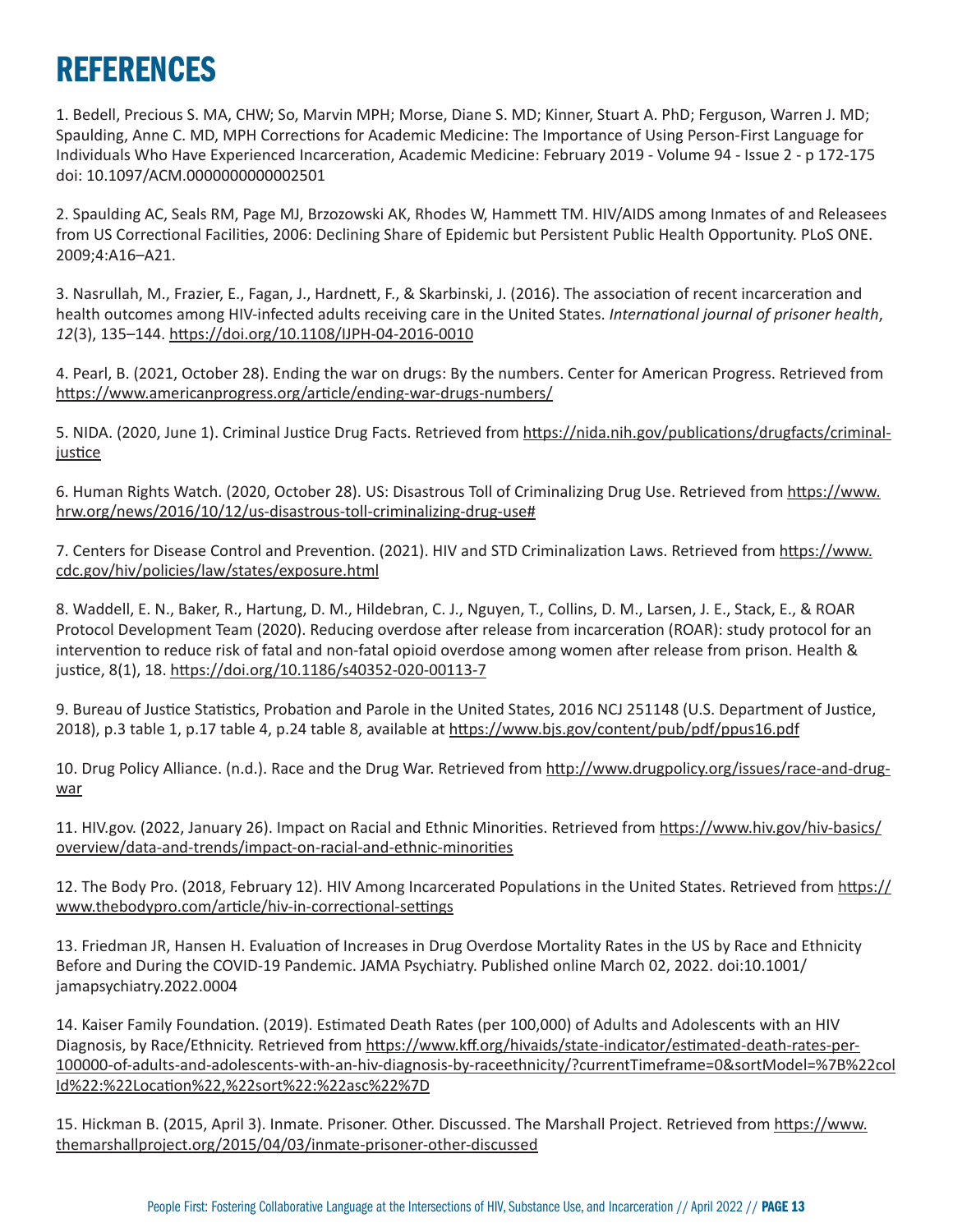# REFERENCES

1. Bedell, Precious S. MA, CHW; So, Marvin MPH; Morse, Diane S. MD; Kinner, Stuart A. PhD; Ferguson, Warren J. MD; Spaulding, Anne C. MD, MPH Corrections for Academic Medicine: The Importance of Using Person-First Language for Individuals Who Have Experienced Incarceration, Academic Medicine: February 2019 - Volume 94 - Issue 2 - p 172-175 doi: 10.1097/ACM.0000000000002501

2. Spaulding AC, Seals RM, Page MJ, Brzozowski AK, Rhodes W, Hammett TM. HIV/AIDS among Inmates of and Releasees from US Correctional Facilities, 2006: Declining Share of Epidemic but Persistent Public Health Opportunity. PLoS ONE. 2009;4:A16–A21.

3. Nasrullah, M., Frazier, E., Fagan, J., Hardnett, F., & Skarbinski, J. (2016). The association of recent incarceration and health outcomes among HIV-infected adults receiving care in the United States. *International journal of prisoner health*, *12*(3), 135–144. https://doi.org/10.1108/IJPH-04-2016-0010

4. Pearl, B. (2021, October 28). Ending the war on drugs: By the numbers. Center for American Progress. Retrieved from https://www.americanprogress.org/article/ending-war-drugs-numbers/

5. NIDA. (2020, June 1). Criminal Justice Drug Facts. Retrieved from https://nida.nih.gov/publications/drugfacts/criminal-justice

6. Human Rights Watch. (2020, October 28). US: Disastrous Toll of Criminalizing Drug Use. Retrieved from https://www.hrw.org/news/2016/10/12/us-disastrous-toll-criminalizing-drug-use#

7. Centers for Disease Control and Prevention. (2021). HIV and STD Criminalization Laws. Retrieved from https://www.cdc.gov/hiv/policies/law/states/exposure.html

8. Waddell, E. N., Baker, R., Hartung, D. M., Hildebran, C. J., Nguyen, T., Collins, D. M., Larsen, J. E., Stack, E., & ROAR Protocol Development Team (2020). Reducing overdose after release from incarceration (ROAR): study protocol for an intervention to reduce risk of fatal and non-fatal opioid overdose among women after release from prison. Health & justice, 8(1), 18. https://doi.org/10.1186/s40352-020-00113-7

9. Bureau of Justice Statistics, Probation and Parole in the United States, 2016 NCJ 251148 (U.S. Department of Justice, 2018), p.3 table 1, p.17 table 4, p.24 table 8, available at https://www.bjs.gov/content/pub/pdf/ppus16.pdf

10. Drug Policy Alliance. (n.d.). Race and the Drug War. Retrieved from http://www.drugpolicy.org/issues/race-and-drug-war

11. HIV.gov. (2022, January 26). Impact on Racial and Ethnic Minorities. Retrieved from https://www.hiv.gov/hiv-basics/overview/data-and-trends/impact-on-racial-and-ethnic-minorities

12. The Body Pro. (2018, February 12). HIV Among Incarcerated Populations in the United States. Retrieved from https://www.thebodypro.com/article/hiv-in-correctional-settings

13. Friedman JR, Hansen H. Evaluation of Increases in Drug Overdose Mortality Rates in the US by Race and Ethnicity Before and During the COVID-19 Pandemic. JAMA Psychiatry. Published online March 02, 2022. doi:10.1001/jamapsychiatry.2022.0004

14. Kaiser Family Foundation. (2019). Estimated Death Rates (per 100,000) of Adults and Adolescents with an HIV Diagnosis, by Race/Ethnicity. Retrieved from https://www.kff.org/hivaids/state-indicator/estimated-death-rates-per-100000-of-adults-and-adolescents-with-an-hiv-diagnosis-by-raceethnicity/?currentTimeframe=0&sortModel=%7B%22colId%22:%22Location%22,%22sort%22:%22asc%22%7D

15. Hickman B. (2015, April 3). Inmate. Prisoner. Other. Discussed. The Marshall Project. Retrieved from https://www.themarshallproject.org/2015/04/03/inmate-prisoner-other-discussed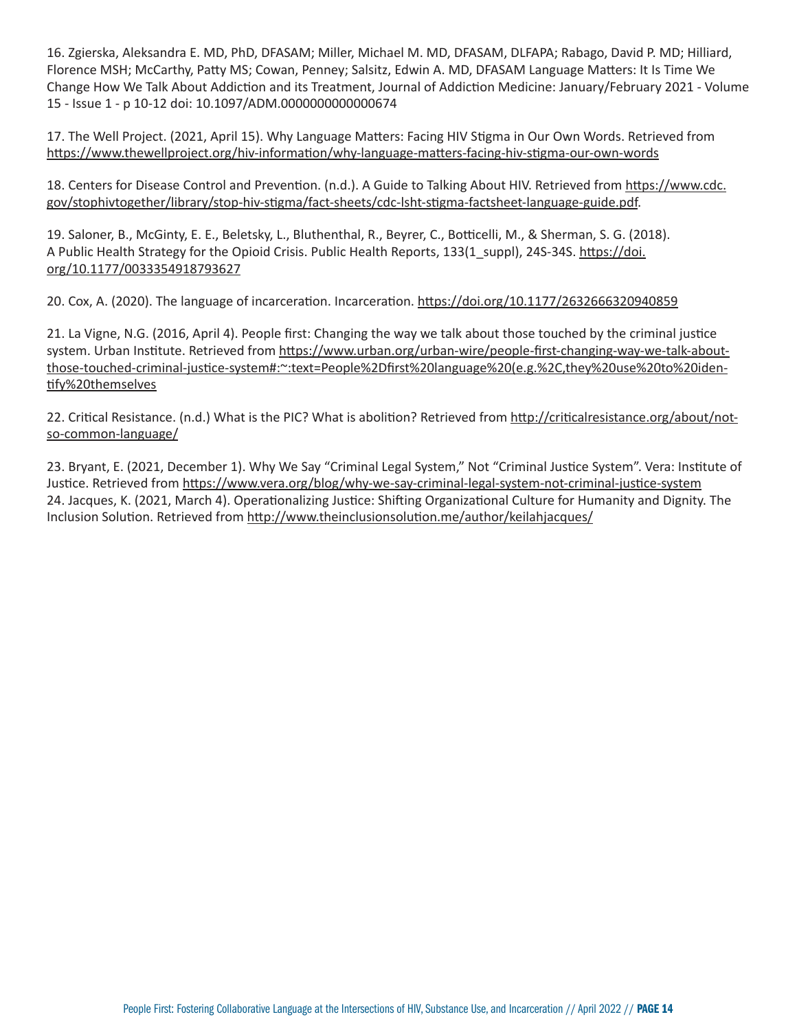16. Zgierska, Aleksandra E. MD, PhD, DFASAM; Miller, Michael M. MD, DFASAM, DLFAPA; Rabago, David P. MD; Hilliard, Florence MSH; McCarthy, Patty MS; Cowan, Penney; Salsitz, Edwin A. MD, DFASAM Language Matters: It Is Time We Change How We Talk About Addiction and its Treatment, Journal of Addiction Medicine: January/February 2021 - Volume 15 - Issue 1 - p 10-12 doi: 10.1097/ADM.0000000000000674

17. The Well Project. (2021, April 15). Why Language Matters: Facing HIV Stigma in Our Own Words. Retrieved from https://www.thewellproject.org/hiv-information/why-language-matters-facing-hiv-stigma-our-own-words

18. Centers for Disease Control and Prevention. (n.d.). A Guide to Talking About HIV. Retrieved from https://www.cdc.gov/stophivtogether/library/stop-hiv-stigma/fact-sheets/cdc-lsht-stigma-factsheet-language-guide.pdf.

19. Saloner, B., McGinty, E. E., Beletsky, L., Bluthenthal, R., Beyrer, C., Botticelli, M., & Sherman, S. G. (2018). A Public Health Strategy for the Opioid Crisis. Public Health Reports, 133(1_suppl), 24S-34S. https://doi.org/10.1177/0033354918793627

20. Cox, A. (2020). The language of incarceration. Incarceration. https://doi.org/10.1177/2632666320940859

21. La Vigne, N.G. (2016, April 4). People first: Changing the way we talk about those touched by the criminal justice system. Urban Institute. Retrieved from https://www.urban.org/urban-wire/people-first-changing-way-we-talk-about-those-touched-criminal-justice-system#:~:text=People%2Dfirst%20language%20(e.g.%2C,they%20use%20to%20identify%20themselves

22. Critical Resistance. (n.d.) What is the PIC? What is abolition? Retrieved from http://criticalresistance.org/about/not-so-common-language/

23. Bryant, E. (2021, December 1). Why We Say "Criminal Legal System," Not "Criminal Justice System". Vera: Institute of Justice. Retrieved from https://www.vera.org/blog/why-we-say-criminal-legal-system-not-criminal-justice-system

24. Jacques, K. (2021, March 4). Operationalizing Justice: Shifting Organizational Culture for Humanity and Dignity. The Inclusion Solution. Retrieved from http://www.theinclusionsolution.me/author/keilahjacques/